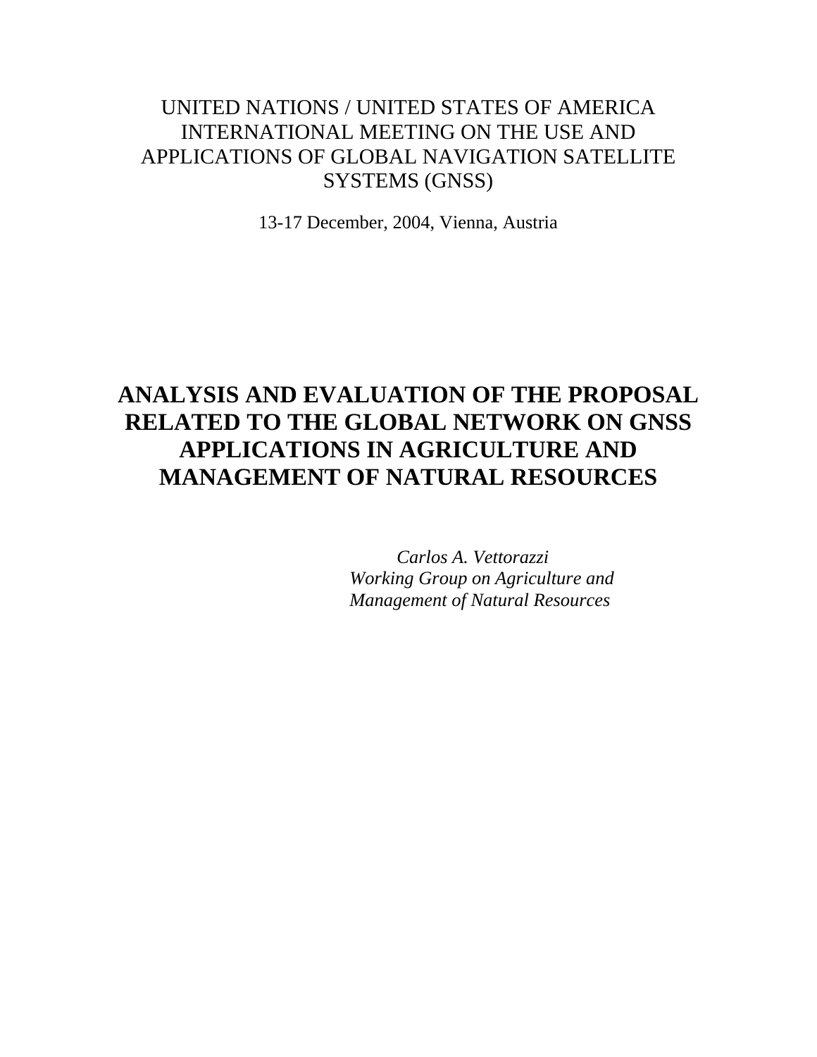UNITED NATIONS / UNITED STATES OF AMERICA INTERNATIONAL MEETING ON THE USE AND APPLICATIONS OF GLOBAL NAVIGATION SATELLITE SYSTEMS (GNSS)

13-17 December, 2004, Vienna, Austria

# ANALYSIS AND EVALUATION OF THE PROPOSAL RELATED TO THE GLOBAL NETWORK ON GNSS APPLICATIONS IN AGRICULTURE AND MANAGEMENT OF NATURAL RESOURCES

*Carlos A. Vettorazzi*
*Working Group on Agriculture and Management of Natural Resources*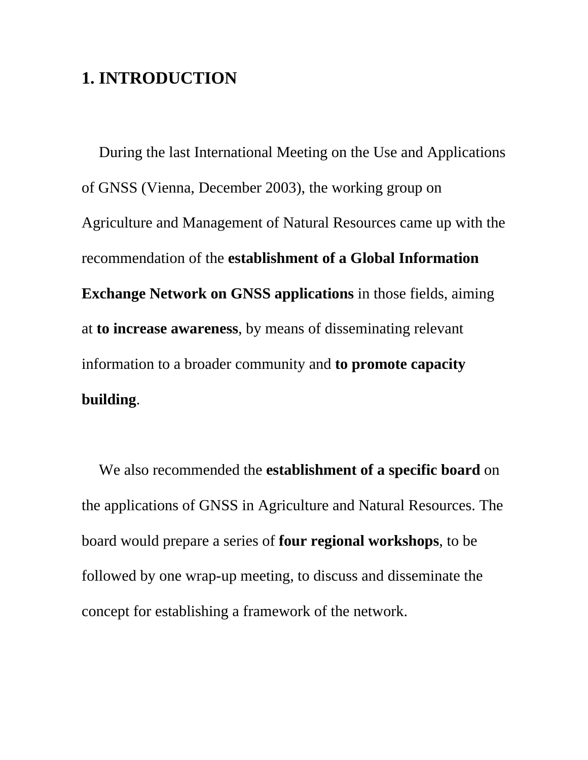# 1. INTRODUCTION

During the last International Meeting on the Use and Applications of GNSS (Vienna, December 2003), the working group on Agriculture and Management of Natural Resources came up with the recommendation of the **establishment of a Global Information Exchange Network on GNSS applications** in those fields, aiming at **to increase awareness**, by means of disseminating relevant information to a broader community and **to promote capacity building**.

We also recommended the **establishment of a specific board** on the applications of GNSS in Agriculture and Natural Resources. The board would prepare a series of **four regional workshops**, to be followed by one wrap-up meeting, to discuss and disseminate the concept for establishing a framework of the network.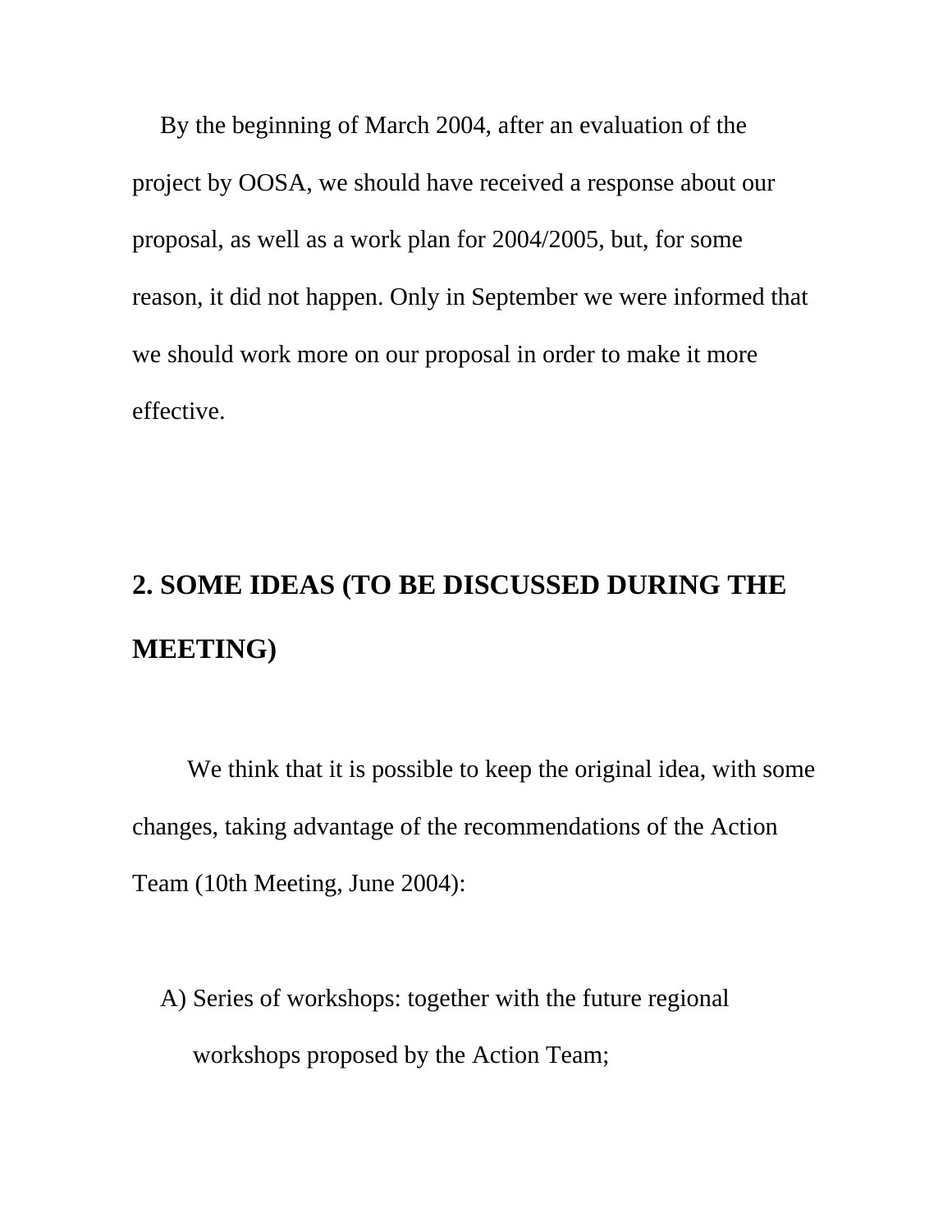By the beginning of March 2004, after an evaluation of the project by OOSA, we should have received a response about our proposal, as well as a work plan for 2004/2005, but, for some reason, it did not happen. Only in September we were informed that we should work more on our proposal in order to make it more effective.

## 2. SOME IDEAS (TO BE DISCUSSED DURING THE MEETING)

We think that it is possible to keep the original idea, with some changes, taking advantage of the recommendations of the Action Team (10th Meeting, June 2004):

A) Series of workshops: together with the future regional workshops proposed by the Action Team;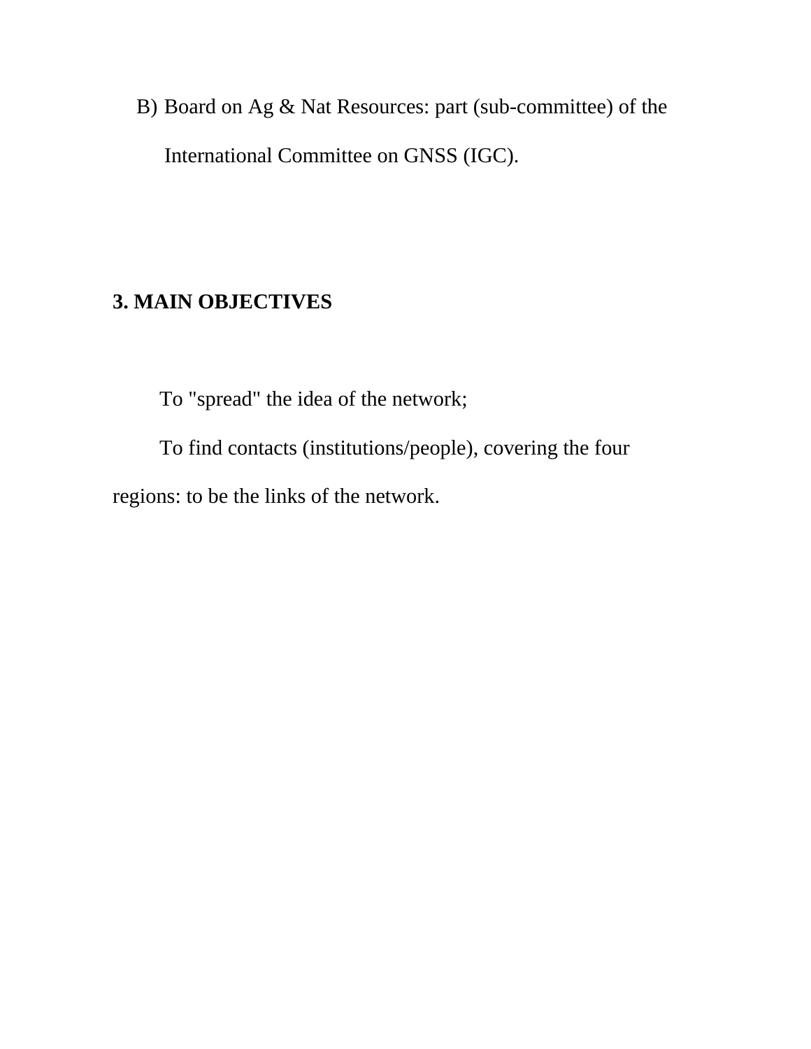B) Board on Ag & Nat Resources: part (sub-committee) of the International Committee on GNSS (IGC).

## 3. MAIN OBJECTIVES

To "spread" the idea of the network;

To find contacts (institutions/people), covering the four regions: to be the links of the network.